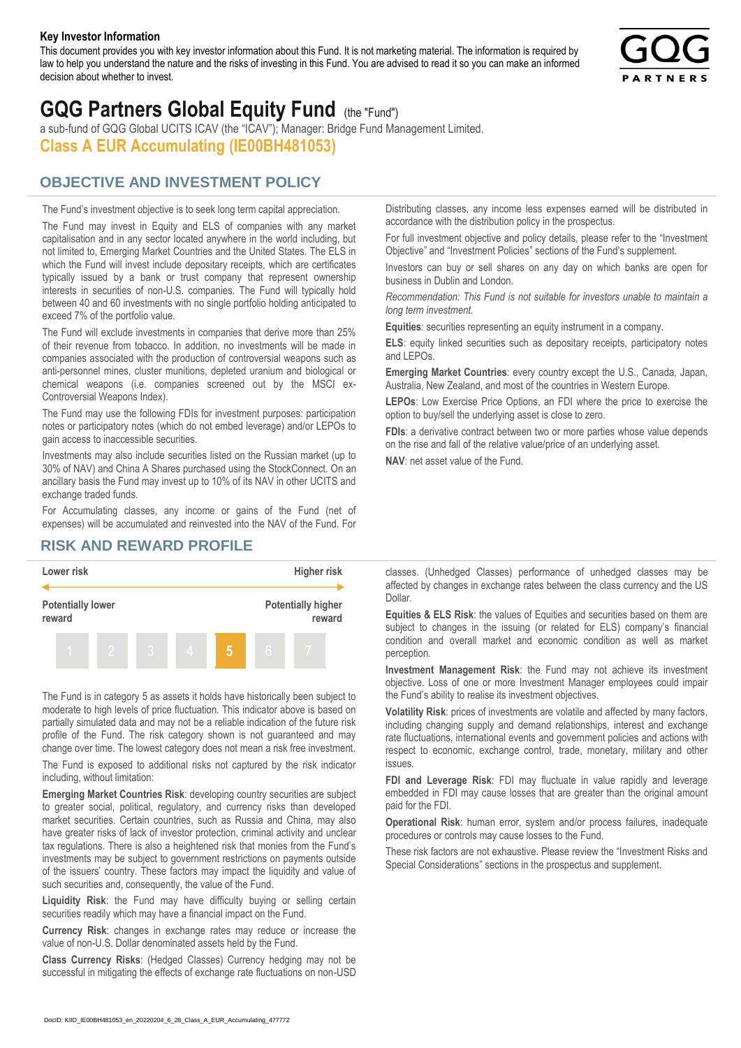**Key Investor Information**

This document provides you with key investor information about this Fund. It is not marketing material. The information is required by law to help you understand the nature and the risks of investing in this Fund. You are advised to read it so you can make an informed decision about whether to invest.

# GQG Partners Global Equity Fund (the "Fund")

a sub-fund of GQG Global UCITS ICAV (the "ICAV"); Manager: Bridge Fund Management Limited.

### Class A EUR Accumulating (IE00BH481053)

## OBJECTIVE AND INVESTMENT POLICY

The Fund's investment objective is to seek long term capital appreciation.

The Fund may invest in Equity and ELS of companies with any market capitalisation and in any sector located anywhere in the world including, but not limited to, Emerging Market Countries and the United States. The ELS in which the Fund will invest include depositary receipts, which are certificates typically issued by a bank or trust company that represent ownership interests in securities of non-U.S. companies. The Fund will typically hold between 40 and 60 investments with no single portfolio holding anticipated to exceed 7% of the portfolio value.

The Fund will exclude investments in companies that derive more than 25% of their revenue from tobacco. In addition, no investments will be made in companies associated with the production of controversial weapons such as anti-personnel mines, cluster munitions, depleted uranium and biological or chemical weapons (i.e. companies screened out by the MSCI ex-Controversial Weapons Index).

The Fund may use the following FDIs for investment purposes: participation notes or participatory notes (which do not embed leverage) and/or LEPOs to gain access to inaccessible securities.

Investments may also include securities listed on the Russian market (up to 30% of NAV) and China A Shares purchased using the StockConnect. On an ancillary basis the Fund may invest up to 10% of its NAV in other UCITS and exchange traded funds.

For Accumulating classes, any income or gains of the Fund (net of expenses) will be accumulated and reinvested into the NAV of the Fund. For Distributing classes, any income less expenses earned will be distributed in accordance with the distribution policy in the prospectus.

For full investment objective and policy details, please refer to the "Investment Objective" and "Investment Policies" sections of the Fund's supplement.

Investors can buy or sell shares on any day on which banks are open for business in Dublin and London.

*Recommendation: This Fund is not suitable for investors unable to maintain a long term investment.*

**Equities**: securities representing an equity instrument in a company.

**ELS**: equity linked securities such as depositary receipts, participatory notes and LEPOs.

**Emerging Market Countries**: every country except the U.S., Canada, Japan, Australia, New Zealand, and most of the countries in Western Europe.

**LEPOs**: Low Exercise Price Options, an FDI where the price to exercise the option to buy/sell the underlying asset is close to zero.

**FDIs**: a derivative contract between two or more parties whose value depends on the rise and fall of the relative value/price of an underlying asset.

**NAV**: net asset value of the Fund.

## RISK AND REWARD PROFILE

| Lower risk | | | | | | Higher risk |
|---|---|---|---|---|---|---|
| Potentially lower reward | | | | | | Potentially higher reward |
| 1 | 2 | 3 | 4 | **5** | 6 | 7 |

The Fund is in category 5 as assets it holds have historically been subject to moderate to high levels of price fluctuation. This indicator above is based on partially simulated data and may not be a reliable indication of the future risk profile of the Fund. The risk category shown is not guaranteed and may change over time. The lowest category does not mean a risk free investment.

The Fund is exposed to additional risks not captured by the risk indicator including, without limitation:

**Emerging Market Countries Risk**: developing country securities are subject to greater social, political, regulatory, and currency risks than developed market securities. Certain countries, such as Russia and China, may also have greater risks of lack of investor protection, criminal activity and unclear tax regulations. There is also a heightened risk that monies from the Fund's investments may be subject to government restrictions on payments outside of the issuers' country. These factors may impact the liquidity and value of such securities and, consequently, the value of the Fund.

**Liquidity Risk**: the Fund may have difficulty buying or selling certain securities readily which may have a financial impact on the Fund.

**Currency Risk**: changes in exchange rates may reduce or increase the value of non-U.S. Dollar denominated assets held by the Fund.

**Class Currency Risks**: (Hedged Classes) Currency hedging may not be successful in mitigating the effects of exchange rate fluctuations on non-USD classes. (Unhedged Classes) performance of unhedged classes may be affected by changes in exchange rates between the class currency and the US Dollar.

**Equities & ELS Risk**: the values of Equities and securities based on them are subject to changes in the issuing (or related for ELS) company's financial condition and overall market and economic condition as well as market perception.

**Investment Management Risk**: the Fund may not achieve its investment objective. Loss of one or more Investment Manager employees could impair the Fund's ability to realise its investment objectives.

**Volatility Risk**: prices of investments are volatile and affected by many factors, including changing supply and demand relationships, interest and exchange rate fluctuations, international events and government policies and actions with respect to economic, exchange control, trade, monetary, military and other issues.

**FDI and Leverage Risk**: FDI may fluctuate in value rapidly and leverage embedded in FDI may cause losses that are greater than the original amount paid for the FDI.

**Operational Risk**: human error, system and/or process failures, inadequate procedures or controls may cause losses to the Fund.

These risk factors are not exhaustive. Please review the "Investment Risks and Special Considerations" sections in the prospectus and supplement.

DocID: KIID_IE00BH481053_en_20220204_6_28_Class_A_EUR_Accumulating_477772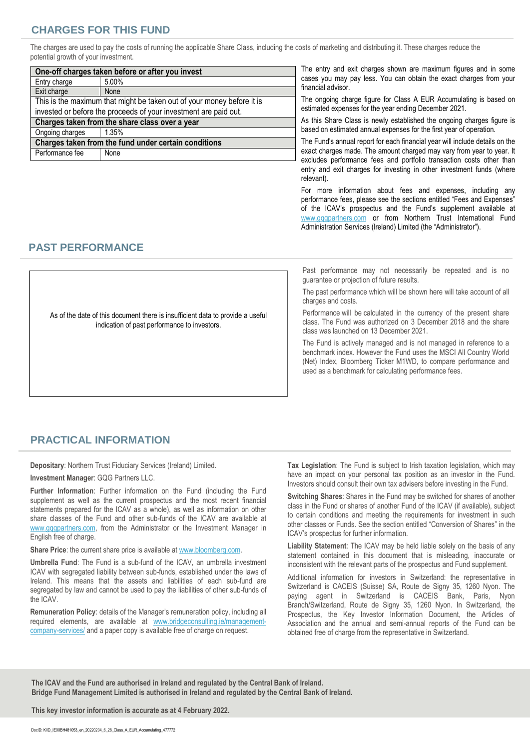## CHARGES FOR THIS FUND

The charges are used to pay the costs of running the applicable Share Class, including the costs of marketing and distributing it. These charges reduce the potential growth of your investment.

| One-off charges taken before or after you invest | |
|---|---|
| Entry charge | 5.00% |
| Exit charge | None |
| This is the maximum that might be taken out of your money before it is invested or before the proceeds of your investment are paid out. | |
| **Charges taken from the share class over a year** | |
| Ongoing charges | 1.35% |
| **Charges taken from the fund under certain conditions** | |
| Performance fee | None |

The entry and exit charges shown are maximum figures and in some cases you may pay less. You can obtain the exact charges from your financial advisor.

The ongoing charge figure for Class A EUR Accumulating is based on estimated expenses for the year ending December 2021.

As this Share Class is newly established the ongoing charges figure is based on estimated annual expenses for the first year of operation.

The Fund's annual report for each financial year will include details on the exact charges made. The amount charged may vary from year to year. It excludes performance fees and portfolio transaction costs other than entry and exit charges for investing in other investment funds (where relevant).

For more information about fees and expenses, including any performance fees, please see the sections entitled "Fees and Expenses" of the ICAV's prospectus and the Fund's supplement available at www.gqgpartners.com or from Northern Trust International Fund Administration Services (Ireland) Limited (the "Administrator").

## PAST PERFORMANCE

As of the date of this document there is insufficient data to provide a useful indication of past performance to investors.

Past performance may not necessarily be repeated and is no guarantee or projection of future results.

The past performance which will be shown here will take account of all charges and costs.

Performance will be calculated in the currency of the present share class. The Fund was authorized on 3 December 2018 and the share class was launched on 13 December 2021.

The Fund is actively managed and is not managed in reference to a benchmark index. However the Fund uses the MSCI All Country World (Net) Index, Bloomberg Ticker M1WD, to compare performance and used as a benchmark for calculating performance fees.

## PRACTICAL INFORMATION

**Depositary**: Northern Trust Fiduciary Services (Ireland) Limited.

**Investment Manager**: GQG Partners LLC.

**Further Information**: Further information on the Fund (including the Fund supplement as well as the current prospectus and the most recent financial statements prepared for the ICAV as a whole), as well as information on other share classes of the Fund and other sub-funds of the ICAV are available at www.gqgpartners.com, from the Administrator or the Investment Manager in English free of charge.

**Share Price**: the current share price is available at www.bloomberg.com.

**Umbrella Fund**: The Fund is a sub-fund of the ICAV, an umbrella investment ICAV with segregated liability between sub-funds, established under the laws of Ireland. This means that the assets and liabilities of each sub-fund are segregated by law and cannot be used to pay the liabilities of other sub-funds of the ICAV.

**Remuneration Policy**: details of the Manager's remuneration policy, including all required elements, are available at www.bridgeconsulting.ie/management-company-services/ and a paper copy is available free of charge on request.

**Tax Legislation**: The Fund is subject to Irish taxation legislation, which may have an impact on your personal tax position as an investor in the Fund. Investors should consult their own tax advisers before investing in the Fund.

**Switching Shares**: Shares in the Fund may be switched for shares of another class in the Fund or shares of another Fund of the ICAV (if available), subject to certain conditions and meeting the requirements for investment in such other classes or Funds. See the section entitled "Conversion of Shares" in the ICAV's prospectus for further information.

**Liability Statement**: The ICAV may be held liable solely on the basis of any statement contained in this document that is misleading, inaccurate or inconsistent with the relevant parts of the prospectus and Fund supplement.

Additional information for investors in Switzerland: the representative in Switzerland is CACEIS (Suisse) SA, Route de Signy 35, 1260 Nyon. The paying agent in Switzerland is CACEIS Bank, Paris, Nyon Branch/Switzerland, Route de Signy 35, 1260 Nyon. In Switzerland, the Prospectus, the Key Investor Information Document, the Articles of Association and the annual and semi-annual reports of the Fund can be obtained free of charge from the representative in Switzerland.

**The ICAV and the Fund are authorised in Ireland and regulated by the Central Bank of Ireland.**
**Bridge Fund Management Limited is authorised in Ireland and regulated by the Central Bank of Ireland.**

**This key investor information is accurate as at 4 February 2022.**

DocID: KIID_IE00BH481053_en_20220204_6_28_Class_A_EUR_Accumulating_477772